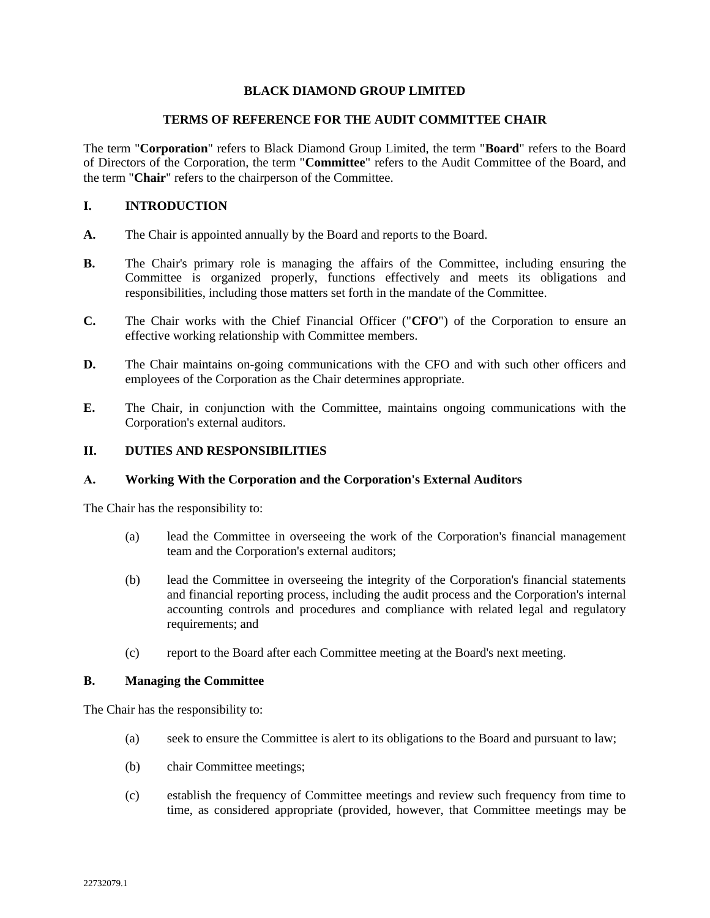# BLACK DIAMOND GROUP LIMITED

## TERMS OF REFERENCE FOR THE AUDIT COMMITTEE CHAIR

The term "**Corporation**" refers to Black Diamond Group Limited, the term "**Board**" refers to the Board of Directors of the Corporation, the term "**Committee**" refers to the Audit Committee of the Board, and the term "**Chair**" refers to the chairperson of the Committee.

### I. INTRODUCTION

**A.** The Chair is appointed annually by the Board and reports to the Board.

**B.** The Chair's primary role is managing the affairs of the Committee, including ensuring the Committee is organized properly, functions effectively and meets its obligations and responsibilities, including those matters set forth in the mandate of the Committee.

**C.** The Chair works with the Chief Financial Officer ("**CFO**") of the Corporation to ensure an effective working relationship with Committee members.

**D.** The Chair maintains on-going communications with the CFO and with such other officers and employees of the Corporation as the Chair determines appropriate.

**E.** The Chair, in conjunction with the Committee, maintains ongoing communications with the Corporation's external auditors.

### II. DUTIES AND RESPONSIBILITIES

#### A. Working With the Corporation and the Corporation's External Auditors

The Chair has the responsibility to:

(a) lead the Committee in overseeing the work of the Corporation's financial management team and the Corporation's external auditors;

(b) lead the Committee in overseeing the integrity of the Corporation's financial statements and financial reporting process, including the audit process and the Corporation's internal accounting controls and procedures and compliance with related legal and regulatory requirements; and

(c) report to the Board after each Committee meeting at the Board's next meeting.

#### B. Managing the Committee

The Chair has the responsibility to:

(a) seek to ensure the Committee is alert to its obligations to the Board and pursuant to law;

(b) chair Committee meetings;

(c) establish the frequency of Committee meetings and review such frequency from time to time, as considered appropriate (provided, however, that Committee meetings may be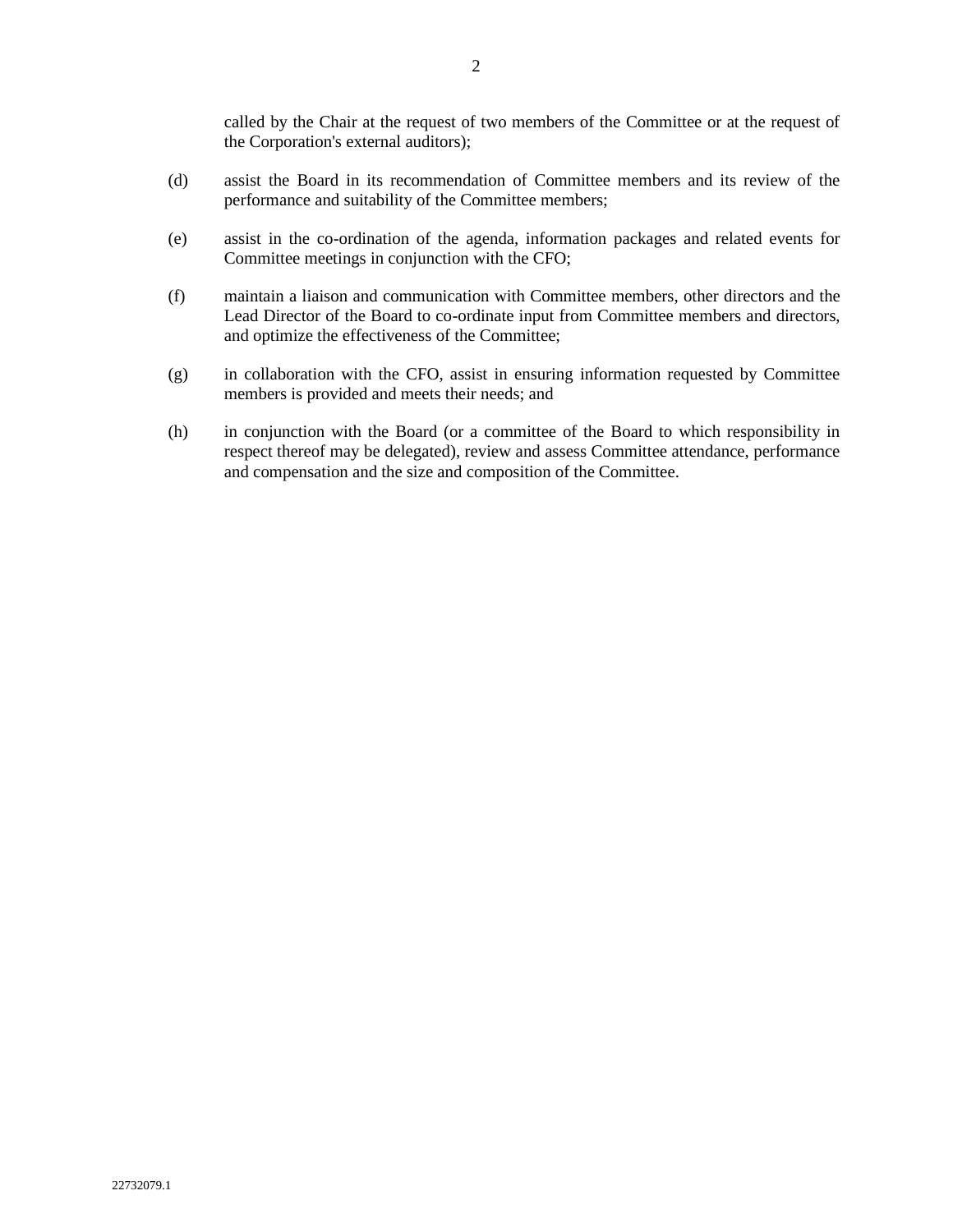called by the Chair at the request of two members of the Committee or at the request of the Corporation's external auditors);

(d) assist the Board in its recommendation of Committee members and its review of the performance and suitability of the Committee members;

(e) assist in the co-ordination of the agenda, information packages and related events for Committee meetings in conjunction with the CFO;

(f) maintain a liaison and communication with Committee members, other directors and the Lead Director of the Board to co-ordinate input from Committee members and directors, and optimize the effectiveness of the Committee;

(g) in collaboration with the CFO, assist in ensuring information requested by Committee members is provided and meets their needs; and

(h) in conjunction with the Board (or a committee of the Board to which responsibility in respect thereof may be delegated), review and assess Committee attendance, performance and compensation and the size and composition of the Committee.